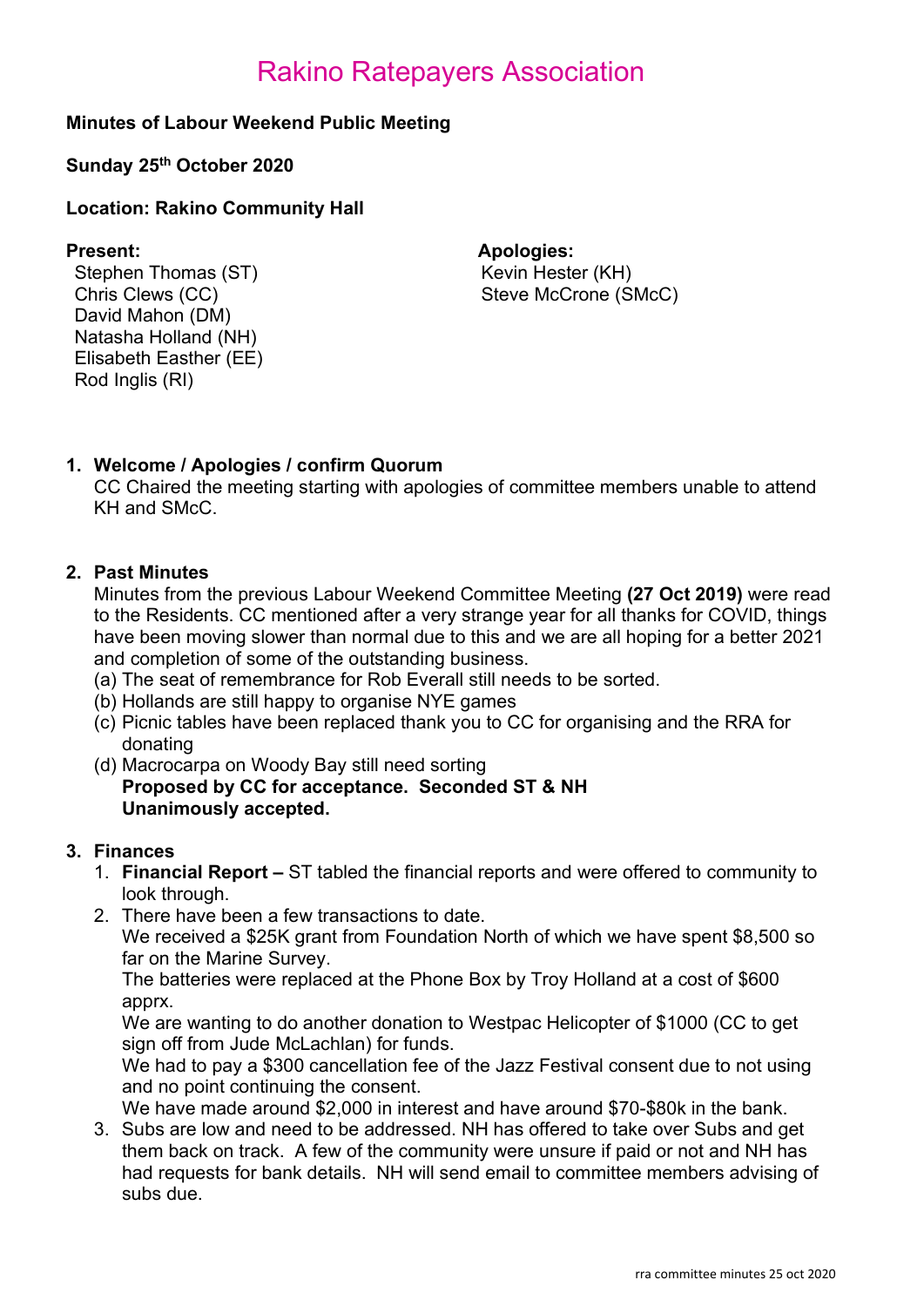# Rakino Ratepayers Association

**Minutes of Labour Weekend Public Meeting**

**Sunday 25th October 2020**

**Location: Rakino Community Hall**

**Present:**
Stephen Thomas (ST)
Chris Clews (CC)
David Mahon (DM)
Natasha Holland (NH)
Elisabeth Easther (EE)
Rod Inglis (RI)

**Apologies:**
Kevin Hester (KH)
Steve McCrone (SMcC)

1. **Welcome / Apologies / confirm Quorum**
   CC Chaired the meeting starting with apologies of committee members unable to attend KH and SMcC.

2. **Past Minutes**
   Minutes from the previous Labour Weekend Committee Meeting **(27 Oct 2019)** were read to the Residents. CC mentioned after a very strange year for all thanks for COVID, things have been moving slower than normal due to this and we are all hoping for a better 2021 and completion of some of the outstanding business.
   (a) The seat of remembrance for Rob Everall still needs to be sorted.
   (b) Hollands are still happy to organise NYE games
   (c) Picnic tables have been replaced thank you to CC for organising and the RRA for donating
   (d) Macrocarpa on Woody Bay still need sorting
   **Proposed by CC for acceptance. Seconded ST & NH**
   **Unanimously accepted.**

3. **Finances**
   1. **Financial Report –** ST tabled the financial reports and were offered to community to look through.
   2. There have been a few transactions to date.
      We received a $25K grant from Foundation North of which we have spent $8,500 so far on the Marine Survey.
      The batteries were replaced at the Phone Box by Troy Holland at a cost of $600 apprx.
      We are wanting to do another donation to Westpac Helicopter of $1000 (CC to get sign off from Jude McLachlan) for funds.
      We had to pay a $300 cancellation fee of the Jazz Festival consent due to not using and no point continuing the consent.
      We have made around $2,000 in interest and have around $70-$80k in the bank.
   3. Subs are low and need to be addressed. NH has offered to take over Subs and get them back on track. A few of the community were unsure if paid or not and NH has had requests for bank details. NH will send email to committee members advising of subs due.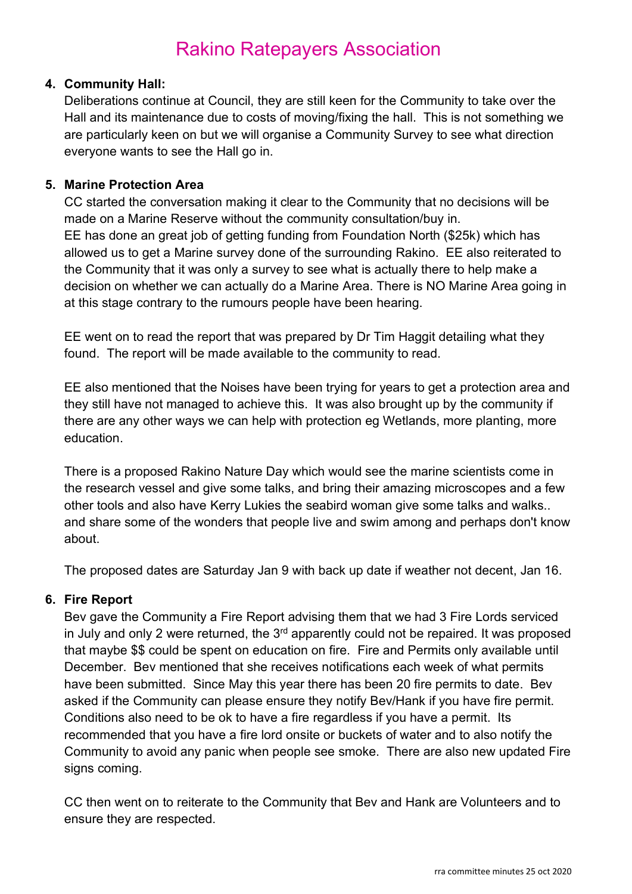# Rakino Ratepayers Association

4. **Community Hall:**
   Deliberations continue at Council, they are still keen for the Community to take over the Hall and its maintenance due to costs of moving/fixing the hall. This is not something we are particularly keen on but we will organise a Community Survey to see what direction everyone wants to see the Hall go in.

5. **Marine Protection Area**
   CC started the conversation making it clear to the Community that no decisions will be made on a Marine Reserve without the community consultation/buy in.
   EE has done an great job of getting funding from Foundation North ($25k) which has allowed us to get a Marine survey done of the surrounding Rakino. EE also reiterated to the Community that it was only a survey to see what is actually there to help make a decision on whether we can actually do a Marine Area. There is NO Marine Area going in at this stage contrary to the rumours people have been hearing.

   EE went on to read the report that was prepared by Dr Tim Haggit detailing what they found. The report will be made available to the community to read.

   EE also mentioned that the Noises have been trying for years to get a protection area and they still have not managed to achieve this. It was also brought up by the community if there are any other ways we can help with protection eg Wetlands, more planting, more education.

   There is a proposed Rakino Nature Day which would see the marine scientists come in the research vessel and give some talks, and bring their amazing microscopes and a few other tools and also have Kerry Lukies the seabird woman give some talks and walks.. and share some of the wonders that people live and swim among and perhaps don't know about.

   The proposed dates are Saturday Jan 9 with back up date if weather not decent, Jan 16.

6. **Fire Report**
   Bev gave the Community a Fire Report advising them that we had 3 Fire Lords serviced in July and only 2 were returned, the 3rd apparently could not be repaired. It was proposed that maybe $$ could be spent on education on fire. Fire and Permits only available until December. Bev mentioned that she receives notifications each week of what permits have been submitted. Since May this year there has been 20 fire permits to date. Bev asked if the Community can please ensure they notify Bev/Hank if you have fire permit. Conditions also need to be ok to have a fire regardless if you have a permit. Its recommended that you have a fire lord onsite or buckets of water and to also notify the Community to avoid any panic when people see smoke. There are also new updated Fire signs coming.

   CC then went on to reiterate to the Community that Bev and Hank are Volunteers and to ensure they are respected.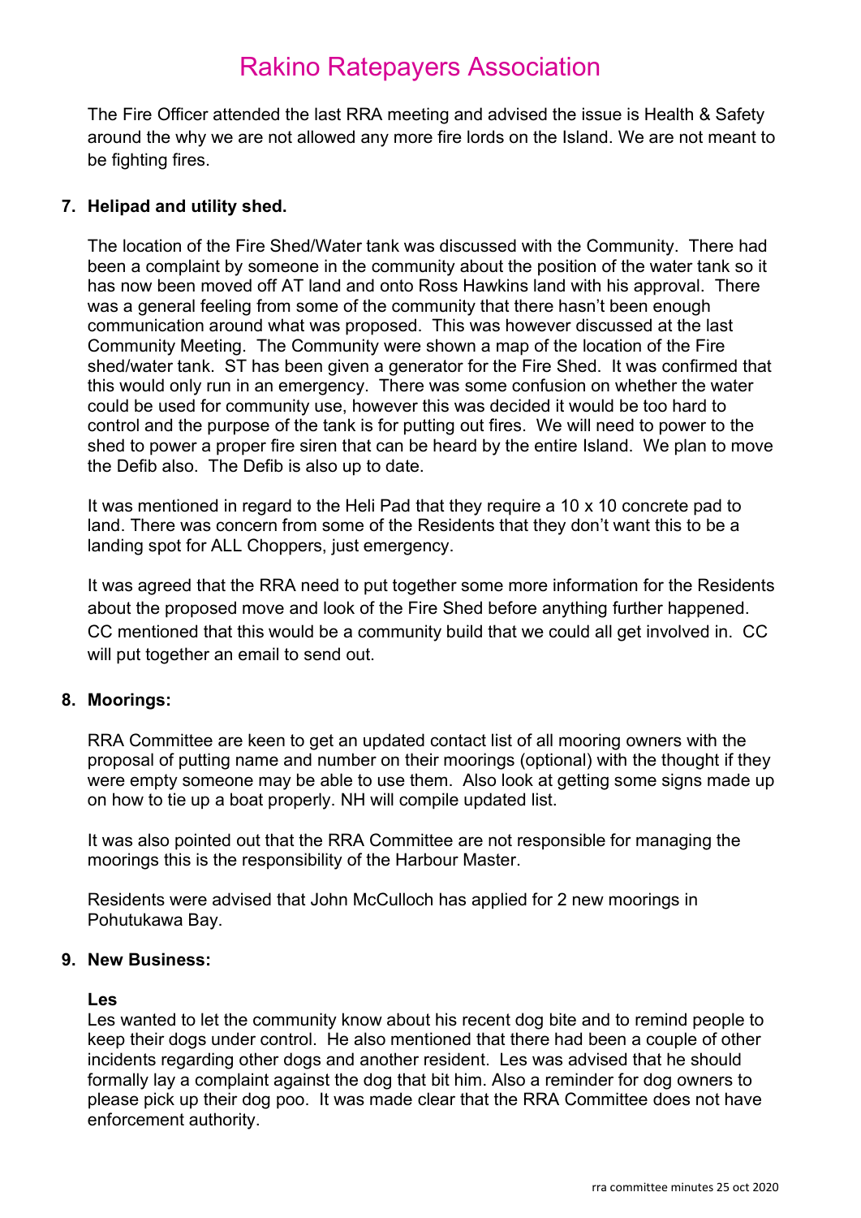The Fire Officer attended the last RRA meeting and advised the issue is Health & Safety around the why we are not allowed any more fire lords on the Island. We are not meant to be fighting fires.

7. **Helipad and utility shed.**

   The location of the Fire Shed/Water tank was discussed with the Community. There had been a complaint by someone in the community about the position of the water tank so it has now been moved off AT land and onto Ross Hawkins land with his approval. There was a general feeling from some of the community that there hasn't been enough communication around what was proposed. This was however discussed at the last Community Meeting. The Community were shown a map of the location of the Fire shed/water tank. ST has been given a generator for the Fire Shed. It was confirmed that this would only run in an emergency. There was some confusion on whether the water could be used for community use, however this was decided it would be too hard to control and the purpose of the tank is for putting out fires. We will need to power to the shed to power a proper fire siren that can be heard by the entire Island. We plan to move the Defib also. The Defib is also up to date.

   It was mentioned in regard to the Heli Pad that they require a 10 x 10 concrete pad to land. There was concern from some of the Residents that they don't want this to be a landing spot for ALL Choppers, just emergency.

   It was agreed that the RRA need to put together some more information for the Residents about the proposed move and look of the Fire Shed before anything further happened. CC mentioned that this would be a community build that we could all get involved in. CC will put together an email to send out.

8. **Moorings:**

   RRA Committee are keen to get an updated contact list of all mooring owners with the proposal of putting name and number on their moorings (optional) with the thought if they were empty someone may be able to use them. Also look at getting some signs made up on how to tie up a boat properly. NH will compile updated list.

   It was also pointed out that the RRA Committee are not responsible for managing the moorings this is the responsibility of the Harbour Master.

   Residents were advised that John McCulloch has applied for 2 new moorings in Pohutukawa Bay.

9. **New Business:**

   **Les**
   Les wanted to let the community know about his recent dog bite and to remind people to keep their dogs under control. He also mentioned that there had been a couple of other incidents regarding other dogs and another resident. Les was advised that he should formally lay a complaint against the dog that bit him. Also a reminder for dog owners to please pick up their dog poo. It was made clear that the RRA Committee does not have enforcement authority.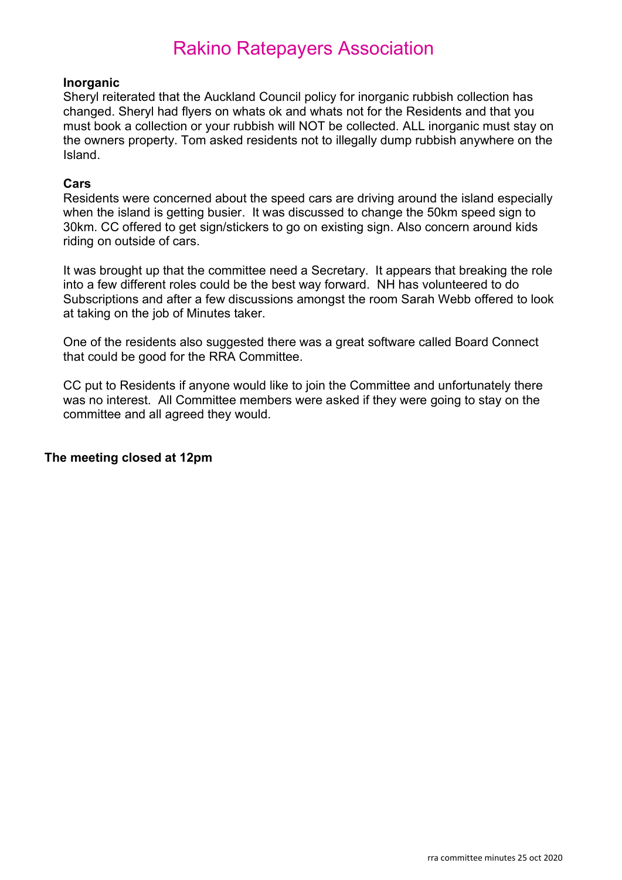### Inorganic

Sheryl reiterated that the Auckland Council policy for inorganic rubbish collection has changed. Sheryl had flyers on whats ok and whats not for the Residents and that you must book a collection or your rubbish will NOT be collected. ALL inorganic must stay on the owners property. Tom asked residents not to illegally dump rubbish anywhere on the Island.

### Cars

Residents were concerned about the speed cars are driving around the island especially when the island is getting busier. It was discussed to change the 50km speed sign to 30km. CC offered to get sign/stickers to go on existing sign. Also concern around kids riding on outside of cars.

It was brought up that the committee need a Secretary. It appears that breaking the role into a few different roles could be the best way forward. NH has volunteered to do Subscriptions and after a few discussions amongst the room Sarah Webb offered to look at taking on the job of Minutes taker.

One of the residents also suggested there was a great software called Board Connect that could be good for the RRA Committee.

CC put to Residents if anyone would like to join the Committee and unfortunately there was no interest. All Committee members were asked if they were going to stay on the committee and all agreed they would.

**The meeting closed at 12pm**